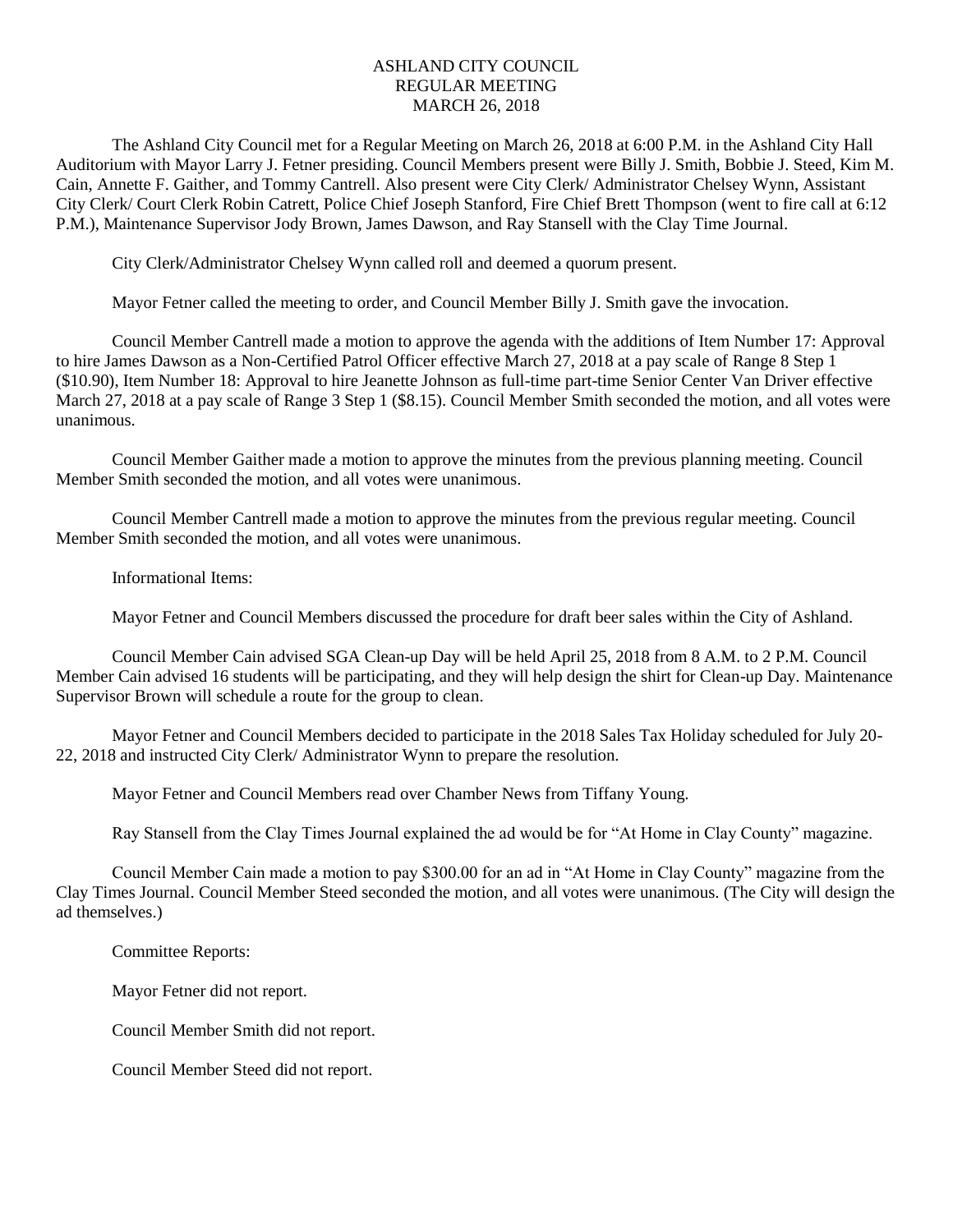# ASHLAND CITY COUNCIL
# REGULAR MEETING
# MARCH 26, 2018

The Ashland City Council met for a Regular Meeting on March 26, 2018 at 6:00 P.M. in the Ashland City Hall Auditorium with Mayor Larry J. Fetner presiding. Council Members present were Billy J. Smith, Bobbie J. Steed, Kim M. Cain, Annette F. Gaither, and Tommy Cantrell. Also present were City Clerk/ Administrator Chelsey Wynn, Assistant City Clerk/ Court Clerk Robin Catrett, Police Chief Joseph Stanford, Fire Chief Brett Thompson (went to fire call at 6:12 P.M.), Maintenance Supervisor Jody Brown, James Dawson, and Ray Stansell with the Clay Time Journal.

City Clerk/Administrator Chelsey Wynn called roll and deemed a quorum present.

Mayor Fetner called the meeting to order, and Council Member Billy J. Smith gave the invocation.

Council Member Cantrell made a motion to approve the agenda with the additions of Item Number 17: Approval to hire James Dawson as a Non-Certified Patrol Officer effective March 27, 2018 at a pay scale of Range 8 Step 1 ($10.90), Item Number 18: Approval to hire Jeanette Johnson as full-time part-time Senior Center Van Driver effective March 27, 2018 at a pay scale of Range 3 Step 1 ($8.15). Council Member Smith seconded the motion, and all votes were unanimous.

Council Member Gaither made a motion to approve the minutes from the previous planning meeting. Council Member Smith seconded the motion, and all votes were unanimous.

Council Member Cantrell made a motion to approve the minutes from the previous regular meeting. Council Member Smith seconded the motion, and all votes were unanimous.

Informational Items:

Mayor Fetner and Council Members discussed the procedure for draft beer sales within the City of Ashland.

Council Member Cain advised SGA Clean-up Day will be held April 25, 2018 from 8 A.M. to 2 P.M. Council Member Cain advised 16 students will be participating, and they will help design the shirt for Clean-up Day. Maintenance Supervisor Brown will schedule a route for the group to clean.

Mayor Fetner and Council Members decided to participate in the 2018 Sales Tax Holiday scheduled for July 20-22, 2018 and instructed City Clerk/ Administrator Wynn to prepare the resolution.

Mayor Fetner and Council Members read over Chamber News from Tiffany Young.

Ray Stansell from the Clay Times Journal explained the ad would be for "At Home in Clay County" magazine.

Council Member Cain made a motion to pay $300.00 for an ad in "At Home in Clay County" magazine from the Clay Times Journal. Council Member Steed seconded the motion, and all votes were unanimous. (The City will design the ad themselves.)

Committee Reports:

Mayor Fetner did not report.

Council Member Smith did not report.

Council Member Steed did not report.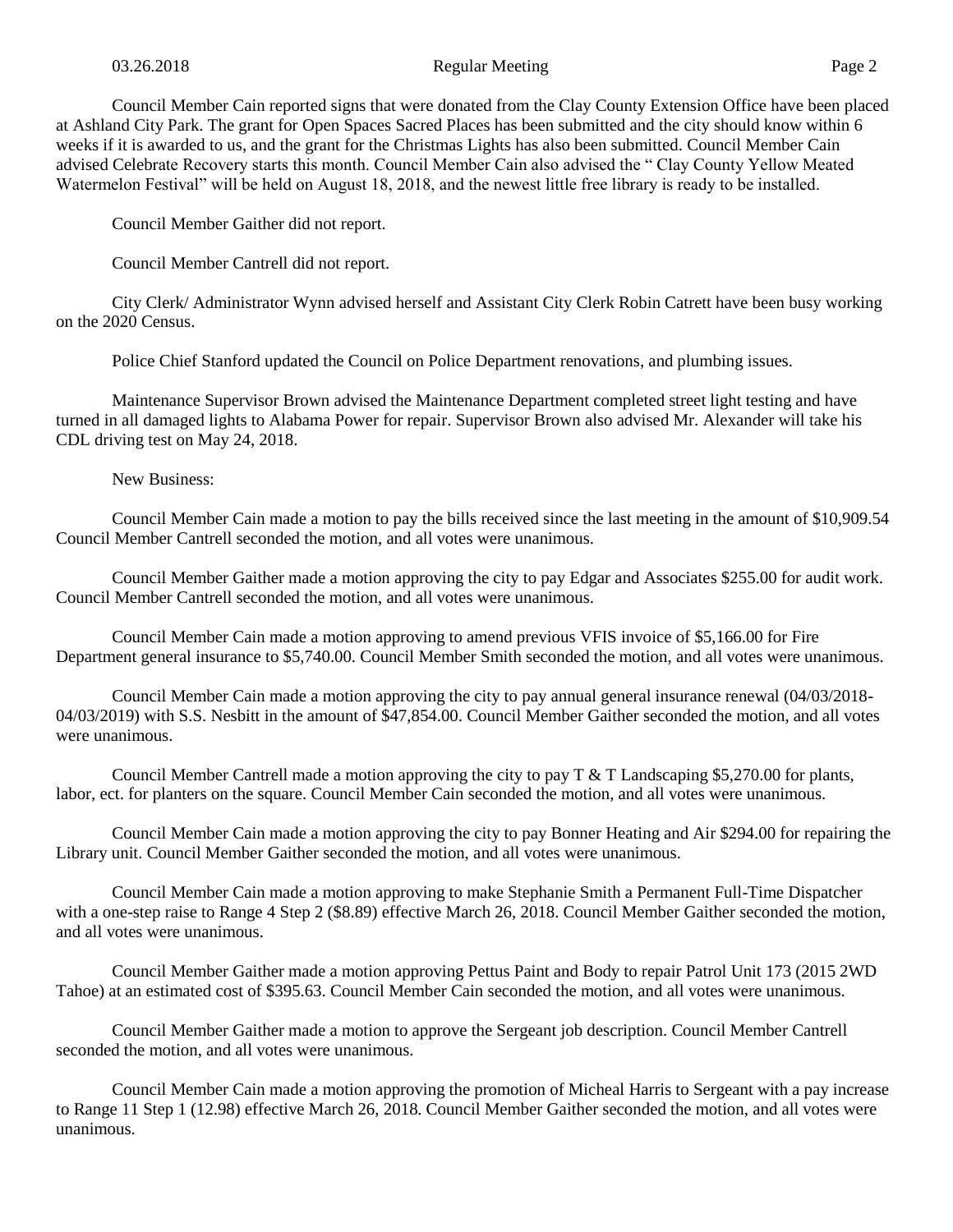Council Member Cain reported signs that were donated from the Clay County Extension Office have been placed at Ashland City Park. The grant for Open Spaces Sacred Places has been submitted and the city should know within 6 weeks if it is awarded to us, and the grant for the Christmas Lights has also been submitted. Council Member Cain advised Celebrate Recovery starts this month. Council Member Cain also advised the " Clay County Yellow Meated Watermelon Festival" will be held on August 18, 2018, and the newest little free library is ready to be installed.

Council Member Gaither did not report.

Council Member Cantrell did not report.

City Clerk/ Administrator Wynn advised herself and Assistant City Clerk Robin Catrett have been busy working on the 2020 Census.

Police Chief Stanford updated the Council on Police Department renovations, and plumbing issues.

Maintenance Supervisor Brown advised the Maintenance Department completed street light testing and have turned in all damaged lights to Alabama Power for repair. Supervisor Brown also advised Mr. Alexander will take his CDL driving test on May 24, 2018.

New Business:

Council Member Cain made a motion to pay the bills received since the last meeting in the amount of $10,909.54 Council Member Cantrell seconded the motion, and all votes were unanimous.

Council Member Gaither made a motion approving the city to pay Edgar and Associates $255.00 for audit work. Council Member Cantrell seconded the motion, and all votes were unanimous.

Council Member Cain made a motion approving to amend previous VFIS invoice of $5,166.00 for Fire Department general insurance to $5,740.00. Council Member Smith seconded the motion, and all votes were unanimous.

Council Member Cain made a motion approving the city to pay annual general insurance renewal (04/03/2018-04/03/2019) with S.S. Nesbitt in the amount of $47,854.00. Council Member Gaither seconded the motion, and all votes were unanimous.

Council Member Cantrell made a motion approving the city to pay T & T Landscaping $5,270.00 for plants, labor, ect. for planters on the square. Council Member Cain seconded the motion, and all votes were unanimous.

Council Member Cain made a motion approving the city to pay Bonner Heating and Air $294.00 for repairing the Library unit. Council Member Gaither seconded the motion, and all votes were unanimous.

Council Member Cain made a motion approving to make Stephanie Smith a Permanent Full-Time Dispatcher with a one-step raise to Range 4 Step 2 ($8.89) effective March 26, 2018. Council Member Gaither seconded the motion, and all votes were unanimous.

Council Member Gaither made a motion approving Pettus Paint and Body to repair Patrol Unit 173 (2015 2WD Tahoe) at an estimated cost of $395.63. Council Member Cain seconded the motion, and all votes were unanimous.

Council Member Gaither made a motion to approve the Sergeant job description. Council Member Cantrell seconded the motion, and all votes were unanimous.

Council Member Cain made a motion approving the promotion of Micheal Harris to Sergeant with a pay increase to Range 11 Step 1 (12.98) effective March 26, 2018. Council Member Gaither seconded the motion, and all votes were unanimous.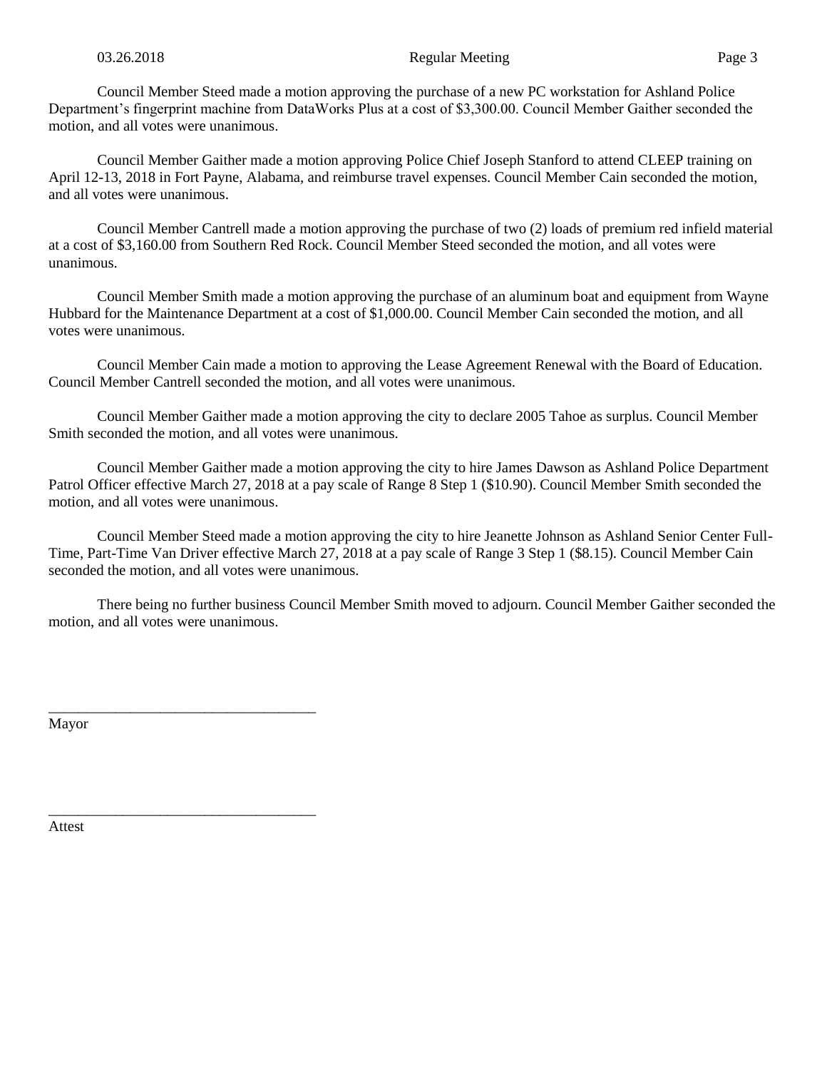Council Member Steed made a motion approving the purchase of a new PC workstation for Ashland Police Department's fingerprint machine from DataWorks Plus at a cost of $3,300.00. Council Member Gaither seconded the motion, and all votes were unanimous.

Council Member Gaither made a motion approving Police Chief Joseph Stanford to attend CLEEP training on April 12-13, 2018 in Fort Payne, Alabama, and reimburse travel expenses. Council Member Cain seconded the motion, and all votes were unanimous.

Council Member Cantrell made a motion approving the purchase of two (2) loads of premium red infield material at a cost of $3,160.00 from Southern Red Rock. Council Member Steed seconded the motion, and all votes were unanimous.

Council Member Smith made a motion approving the purchase of an aluminum boat and equipment from Wayne Hubbard for the Maintenance Department at a cost of $1,000.00. Council Member Cain seconded the motion, and all votes were unanimous.

Council Member Cain made a motion to approving the Lease Agreement Renewal with the Board of Education. Council Member Cantrell seconded the motion, and all votes were unanimous.

Council Member Gaither made a motion approving the city to declare 2005 Tahoe as surplus. Council Member Smith seconded the motion, and all votes were unanimous.

Council Member Gaither made a motion approving the city to hire James Dawson as Ashland Police Department Patrol Officer effective March 27, 2018 at a pay scale of Range 8 Step 1 ($10.90). Council Member Smith seconded the motion, and all votes were unanimous.

Council Member Steed made a motion approving the city to hire Jeanette Johnson as Ashland Senior Center Full-Time, Part-Time Van Driver effective March 27, 2018 at a pay scale of Range 3 Step 1 ($8.15). Council Member Cain seconded the motion, and all votes were unanimous.

There being no further business Council Member Smith moved to adjourn. Council Member Gaither seconded the motion, and all votes were unanimous.

\_\_\_\_\_\_\_\_\_\_\_\_\_\_\_\_\_\_\_\_\_\_\_\_\_\_\_\_\_\_\_\_\_\_\_\_

Mayor

\_\_\_\_\_\_\_\_\_\_\_\_\_\_\_\_\_\_\_\_\_\_\_\_\_\_\_\_\_\_\_\_\_\_\_\_

Attest